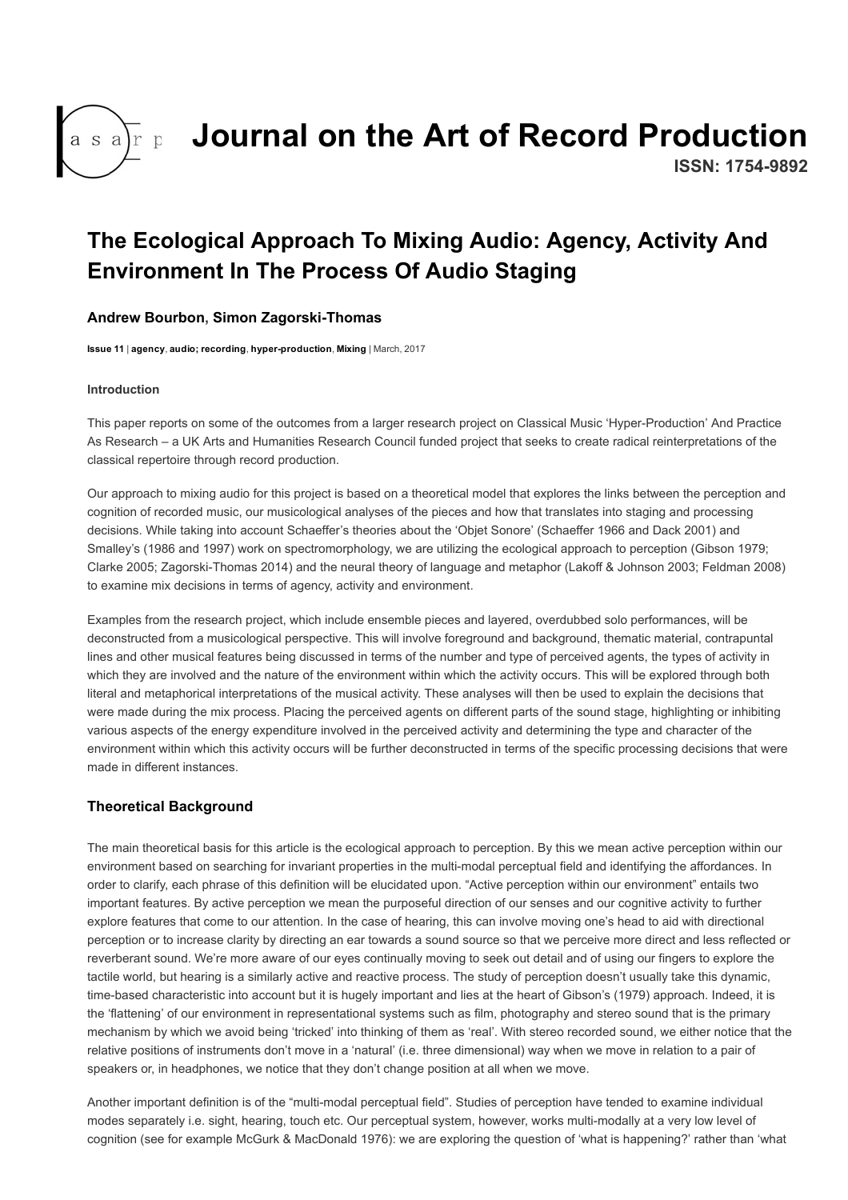# Journal on the Art of Record Production

**ISSN: 1754-9892**

## The Ecological Approach To Mixing Audio: Agency, Activity And Environment In The Process Of Audio Staging

**Andrew Bourbon, Simon Zagorski-Thomas**

**Issue 11** | **agency**, **audio; recording**, **hyper-production**, **Mixing** | March, 2017

**Introduction**

This paper reports on some of the outcomes from a larger research project on Classical Music 'Hyper-Production' And Practice As Research – a UK Arts and Humanities Research Council funded project that seeks to create radical reinterpretations of the classical repertoire through record production.

Our approach to mixing audio for this project is based on a theoretical model that explores the links between the perception and cognition of recorded music, our musicological analyses of the pieces and how that translates into staging and processing decisions. While taking into account Schaeffer's theories about the 'Objet Sonore' (Schaeffer 1966 and Dack 2001) and Smalley's (1986 and 1997) work on spectromorphology, we are utilizing the ecological approach to perception (Gibson 1979; Clarke 2005; Zagorski-Thomas 2014) and the neural theory of language and metaphor (Lakoff & Johnson 2003; Feldman 2008) to examine mix decisions in terms of agency, activity and environment.

Examples from the research project, which include ensemble pieces and layered, overdubbed solo performances, will be deconstructed from a musicological perspective. This will involve foreground and background, thematic material, contrapuntal lines and other musical features being discussed in terms of the number and type of perceived agents, the types of activity in which they are involved and the nature of the environment within which the activity occurs. This will be explored through both literal and metaphorical interpretations of the musical activity. These analyses will then be used to explain the decisions that were made during the mix process. Placing the perceived agents on different parts of the sound stage, highlighting or inhibiting various aspects of the energy expenditure involved in the perceived activity and determining the type and character of the environment within which this activity occurs will be further deconstructed in terms of the specific processing decisions that were made in different instances.

### Theoretical Background

The main theoretical basis for this article is the ecological approach to perception. By this we mean active perception within our environment based on searching for invariant properties in the multi-modal perceptual field and identifying the affordances. In order to clarify, each phrase of this definition will be elucidated upon. "Active perception within our environment" entails two important features. By active perception we mean the purposeful direction of our senses and our cognitive activity to further explore features that come to our attention. In the case of hearing, this can involve moving one's head to aid with directional perception or to increase clarity by directing an ear towards a sound source so that we perceive more direct and less reflected or reverberant sound. We're more aware of our eyes continually moving to seek out detail and of using our fingers to explore the tactile world, but hearing is a similarly active and reactive process. The study of perception doesn't usually take this dynamic, time-based characteristic into account but it is hugely important and lies at the heart of Gibson's (1979) approach. Indeed, it is the 'flattening' of our environment in representational systems such as film, photography and stereo sound that is the primary mechanism by which we avoid being 'tricked' into thinking of them as 'real'. With stereo recorded sound, we either notice that the relative positions of instruments don't move in a 'natural' (i.e. three dimensional) way when we move in relation to a pair of speakers or, in headphones, we notice that they don't change position at all when we move.

Another important definition is of the "multi-modal perceptual field". Studies of perception have tended to examine individual modes separately i.e. sight, hearing, touch etc. Our perceptual system, however, works multi-modally at a very low level of cognition (see for example McGurk & MacDonald 1976): we are exploring the question of 'what is happening?' rather than 'what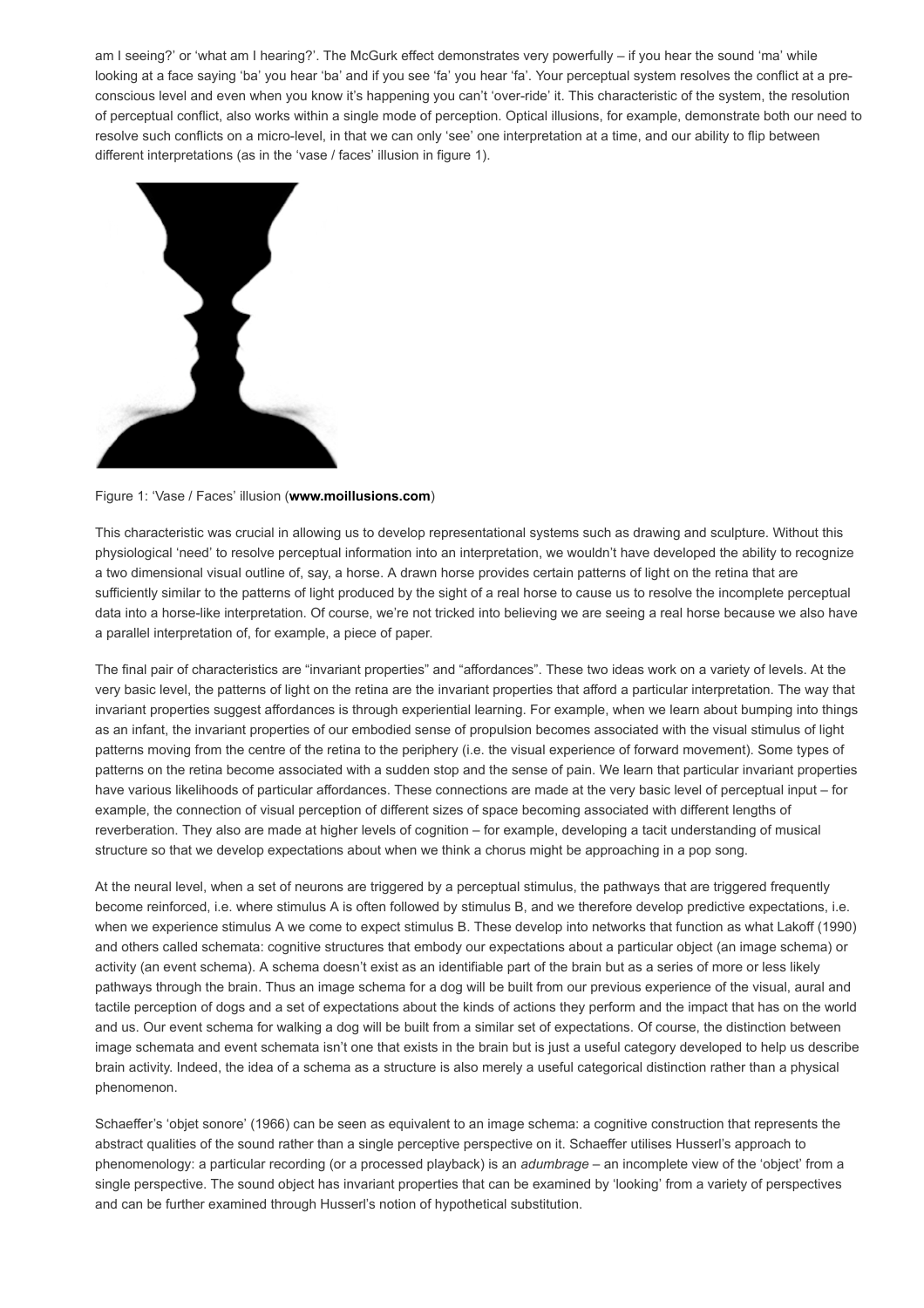am I seeing?' or 'what am I hearing?'. The McGurk effect demonstrates very powerfully – if you hear the sound 'ma' while looking at a face saying 'ba' you hear 'ba' and if you see 'fa' you hear 'fa'. Your perceptual system resolves the conflict at a pre-conscious level and even when you know it's happening you can't 'over-ride' it. This characteristic of the system, the resolution of perceptual conflict, also works within a single mode of perception. Optical illusions, for example, demonstrate both our need to resolve such conflicts on a micro-level, in that we can only 'see' one interpretation at a time, and our ability to flip between different interpretations (as in the 'vase / faces' illusion in figure 1).

Figure 1: 'Vase / Faces' illusion (**www.moillusions.com**)

This characteristic was crucial in allowing us to develop representational systems such as drawing and sculpture. Without this physiological 'need' to resolve perceptual information into an interpretation, we wouldn't have developed the ability to recognize a two dimensional visual outline of, say, a horse. A drawn horse provides certain patterns of light on the retina that are sufficiently similar to the patterns of light produced by the sight of a real horse to cause us to resolve the incomplete perceptual data into a horse-like interpretation. Of course, we're not tricked into believing we are seeing a real horse because we also have a parallel interpretation of, for example, a piece of paper.

The final pair of characteristics are "invariant properties" and "affordances". These two ideas work on a variety of levels. At the very basic level, the patterns of light on the retina are the invariant properties that afford a particular interpretation. The way that invariant properties suggest affordances is through experiential learning. For example, when we learn about bumping into things as an infant, the invariant properties of our embodied sense of propulsion becomes associated with the visual stimulus of light patterns moving from the centre of the retina to the periphery (i.e. the visual experience of forward movement). Some types of patterns on the retina become associated with a sudden stop and the sense of pain. We learn that particular invariant properties have various likelihoods of particular affordances. These connections are made at the very basic level of perceptual input – for example, the connection of visual perception of different sizes of space becoming associated with different lengths of reverberation. They also are made at higher levels of cognition – for example, developing a tacit understanding of musical structure so that we develop expectations about when we think a chorus might be approaching in a pop song.

At the neural level, when a set of neurons are triggered by a perceptual stimulus, the pathways that are triggered frequently become reinforced, i.e. where stimulus A is often followed by stimulus B, and we therefore develop predictive expectations, i.e. when we experience stimulus A we come to expect stimulus B. These develop into networks that function as what Lakoff (1990) and others called schemata: cognitive structures that embody our expectations about a particular object (an image schema) or activity (an event schema). A schema doesn't exist as an identifiable part of the brain but as a series of more or less likely pathways through the brain. Thus an image schema for a dog will be built from our previous experience of the visual, aural and tactile perception of dogs and a set of expectations about the kinds of actions they perform and the impact that has on the world and us. Our event schema for walking a dog will be built from a similar set of expectations. Of course, the distinction between image schemata and event schemata isn't one that exists in the brain but is just a useful category developed to help us describe brain activity. Indeed, the idea of a schema as a structure is also merely a useful categorical distinction rather than a physical phenomenon.

Schaeffer's 'objet sonore' (1966) can be seen as equivalent to an image schema: a cognitive construction that represents the abstract qualities of the sound rather than a single perceptive perspective on it. Schaeffer utilises Husserl's approach to phenomenology: a particular recording (or a processed playback) is an *adumbrage* – an incomplete view of the 'object' from a single perspective. The sound object has invariant properties that can be examined by 'looking' from a variety of perspectives and can be further examined through Husserl's notion of hypothetical substitution.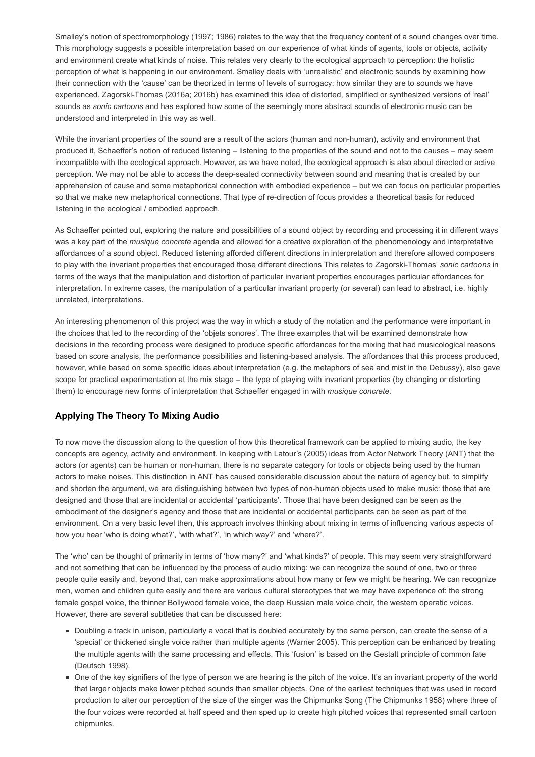Smalley's notion of spectromorphology (1997; 1986) relates to the way that the frequency content of a sound changes over time. This morphology suggests a possible interpretation based on our experience of what kinds of agents, tools or objects, activity and environment create what kinds of noise. This relates very clearly to the ecological approach to perception: the holistic perception of what is happening in our environment. Smalley deals with 'unrealistic' and electronic sounds by examining how their connection with the 'cause' can be theorized in terms of levels of surrogacy: how similar they are to sounds we have experienced. Zagorski-Thomas (2016a; 2016b) has examined this idea of distorted, simplified or synthesized versions of 'real' sounds as *sonic cartoons* and has explored how some of the seemingly more abstract sounds of electronic music can be understood and interpreted in this way as well.

While the invariant properties of the sound are a result of the actors (human and non-human), activity and environment that produced it, Schaeffer's notion of reduced listening – listening to the properties of the sound and not to the causes – may seem incompatible with the ecological approach. However, as we have noted, the ecological approach is also about directed or active perception. We may not be able to access the deep-seated connectivity between sound and meaning that is created by our apprehension of cause and some metaphorical connection with embodied experience – but we can focus on particular properties so that we make new metaphorical connections. That type of re-direction of focus provides a theoretical basis for reduced listening in the ecological / embodied approach.

As Schaeffer pointed out, exploring the nature and possibilities of a sound object by recording and processing it in different ways was a key part of the *musique concrete* agenda and allowed for a creative exploration of the phenomenology and interpretative affordances of a sound object. Reduced listening afforded different directions in interpretation and therefore allowed composers to play with the invariant properties that encouraged those different directions This relates to Zagorski-Thomas' *sonic cartoons* in terms of the ways that the manipulation and distortion of particular invariant properties encourages particular affordances for interpretation. In extreme cases, the manipulation of a particular invariant property (or several) can lead to abstract, i.e. highly unrelated, interpretations.

An interesting phenomenon of this project was the way in which a study of the notation and the performance were important in the choices that led to the recording of the 'objets sonores'. The three examples that will be examined demonstrate how decisions in the recording process were designed to produce specific affordances for the mixing that had musicological reasons based on score analysis, the performance possibilities and listening-based analysis. The affordances that this process produced, however, while based on some specific ideas about interpretation (e.g. the metaphors of sea and mist in the Debussy), also gave scope for practical experimentation at the mix stage – the type of playing with invariant properties (by changing or distorting them) to encourage new forms of interpretation that Schaeffer engaged in with *musique concrete*.

### Applying The Theory To Mixing Audio

To now move the discussion along to the question of how this theoretical framework can be applied to mixing audio, the key concepts are agency, activity and environment. In keeping with Latour's (2005) ideas from Actor Network Theory (ANT) that the actors (or agents) can be human or non-human, there is no separate category for tools or objects being used by the human actors to make noises. This distinction in ANT has caused considerable discussion about the nature of agency but, to simplify and shorten the argument, we are distinguishing between two types of non-human objects used to make music: those that are designed and those that are incidental or accidental 'participants'. Those that have been designed can be seen as the embodiment of the designer's agency and those that are incidental or accidental participants can be seen as part of the environment. On a very basic level then, this approach involves thinking about mixing in terms of influencing various aspects of how you hear 'who is doing what?', 'with what?', 'in which way?' and 'where?'.

The 'who' can be thought of primarily in terms of 'how many?' and 'what kinds?' of people. This may seem very straightforward and not something that can be influenced by the process of audio mixing: we can recognize the sound of one, two or three people quite easily and, beyond that, can make approximations about how many or few we might be hearing. We can recognize men, women and children quite easily and there are various cultural stereotypes that we may have experience of: the strong female gospel voice, the thinner Bollywood female voice, the deep Russian male voice choir, the western operatic voices. However, there are several subtleties that can be discussed here:

- Doubling a track in unison, particularly a vocal that is doubled accurately by the same person, can create the sense of a 'special' or thickened single voice rather than multiple agents (Warner 2005). This perception can be enhanced by treating the multiple agents with the same processing and effects. This 'fusion' is based on the Gestalt principle of common fate (Deutsch 1998).
- One of the key signifiers of the type of person we are hearing is the pitch of the voice. It's an invariant property of the world that larger objects make lower pitched sounds than smaller objects. One of the earliest techniques that was used in record production to alter our perception of the size of the singer was the Chipmunks Song (The Chipmunks 1958) where three of the four voices were recorded at half speed and then sped up to create high pitched voices that represented small cartoon chipmunks.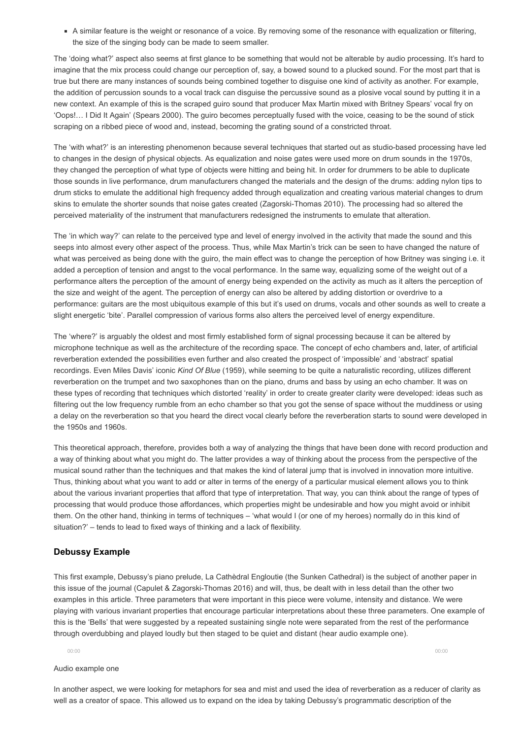- A similar feature is the weight or resonance of a voice. By removing some of the resonance with equalization or filtering, the size of the singing body can be made to seem smaller.

The 'doing what?' aspect also seems at first glance to be something that would not be alterable by audio processing. It's hard to imagine that the mix process could change our perception of, say, a bowed sound to a plucked sound. For the most part that is true but there are many instances of sounds being combined together to disguise one kind of activity as another. For example, the addition of percussion sounds to a vocal track can disguise the percussive sound as a plosive vocal sound by putting it in a new context. An example of this is the scraped guiro sound that producer Max Martin mixed with Britney Spears' vocal fry on 'Oops!… I Did It Again' (Spears 2000). The guiro becomes perceptually fused with the voice, ceasing to be the sound of stick scraping on a ribbed piece of wood and, instead, becoming the grating sound of a constricted throat.

The 'with what?' is an interesting phenomenon because several techniques that started out as studio-based processing have led to changes in the design of physical objects. As equalization and noise gates were used more on drum sounds in the 1970s, they changed the perception of what type of objects were hitting and being hit. In order for drummers to be able to duplicate those sounds in live performance, drum manufacturers changed the materials and the design of the drums: adding nylon tips to drum sticks to emulate the additional high frequency added through equalization and creating various material changes to drum skins to emulate the shorter sounds that noise gates created (Zagorski-Thomas 2010). The processing had so altered the perceived materiality of the instrument that manufacturers redesigned the instruments to emulate that alteration.

The 'in which way?' can relate to the perceived type and level of energy involved in the activity that made the sound and this seeps into almost every other aspect of the process. Thus, while Max Martin's trick can be seen to have changed the nature of what was perceived as being done with the guiro, the main effect was to change the perception of how Britney was singing i.e. it added a perception of tension and angst to the vocal performance. In the same way, equalizing some of the weight out of a performance alters the perception of the amount of energy being expended on the activity as much as it alters the perception of the size and weight of the agent. The perception of energy can also be altered by adding distortion or overdrive to a performance: guitars are the most ubiquitous example of this but it's used on drums, vocals and other sounds as well to create a slight energetic 'bite'. Parallel compression of various forms also alters the perceived level of energy expenditure.

The 'where?' is arguably the oldest and most firmly established form of signal processing because it can be altered by microphone technique as well as the architecture of the recording space. The concept of echo chambers and, later, of artificial reverberation extended the possibilities even further and also created the prospect of 'impossible' and 'abstract' spatial recordings. Even Miles Davis' iconic *Kind Of Blue* (1959), while seeming to be quite a naturalistic recording, utilizes different reverberation on the trumpet and two saxophones than on the piano, drums and bass by using an echo chamber. It was on these types of recording that techniques which distorted 'reality' in order to create greater clarity were developed: ideas such as filtering out the low frequency rumble from an echo chamber so that you got the sense of space without the muddiness or using a delay on the reverberation so that you heard the direct vocal clearly before the reverberation starts to sound were developed in the 1950s and 1960s.

This theoretical approach, therefore, provides both a way of analyzing the things that have been done with record production and a way of thinking about what you might do. The latter provides a way of thinking about the process from the perspective of the musical sound rather than the techniques and that makes the kind of lateral jump that is involved in innovation more intuitive. Thus, thinking about what you want to add or alter in terms of the energy of a particular musical element allows you to think about the various invariant properties that afford that type of interpretation. That way, you can think about the range of types of processing that would produce those affordances, which properties might be undesirable and how you might avoid or inhibit them. On the other hand, thinking in terms of techniques – 'what would I (or one of my heroes) normally do in this kind of situation?' – tends to lead to fixed ways of thinking and a lack of flexibility.

### Debussy Example

This first example, Debussy's piano prelude, La Cathèdral Engloutie (the Sunken Cathedral) is the subject of another paper in this issue of the journal (Capulet & Zagorski-Thomas 2016) and will, thus, be dealt with in less detail than the other two examples in this article. Three parameters that were important in this piece were volume, intensity and distance. We were playing with various invariant properties that encourage particular interpretations about these three parameters. One example of this is the 'Bells' that were suggested by a repeated sustaining single note were separated from the rest of the performance through overdubbing and played loudly but then staged to be quiet and distant (hear audio example one).

00:00 00:00

Audio example one

In another aspect, we were looking for metaphors for sea and mist and used the idea of reverberation as a reducer of clarity as well as a creator of space. This allowed us to expand on the idea by taking Debussy's programmatic description of the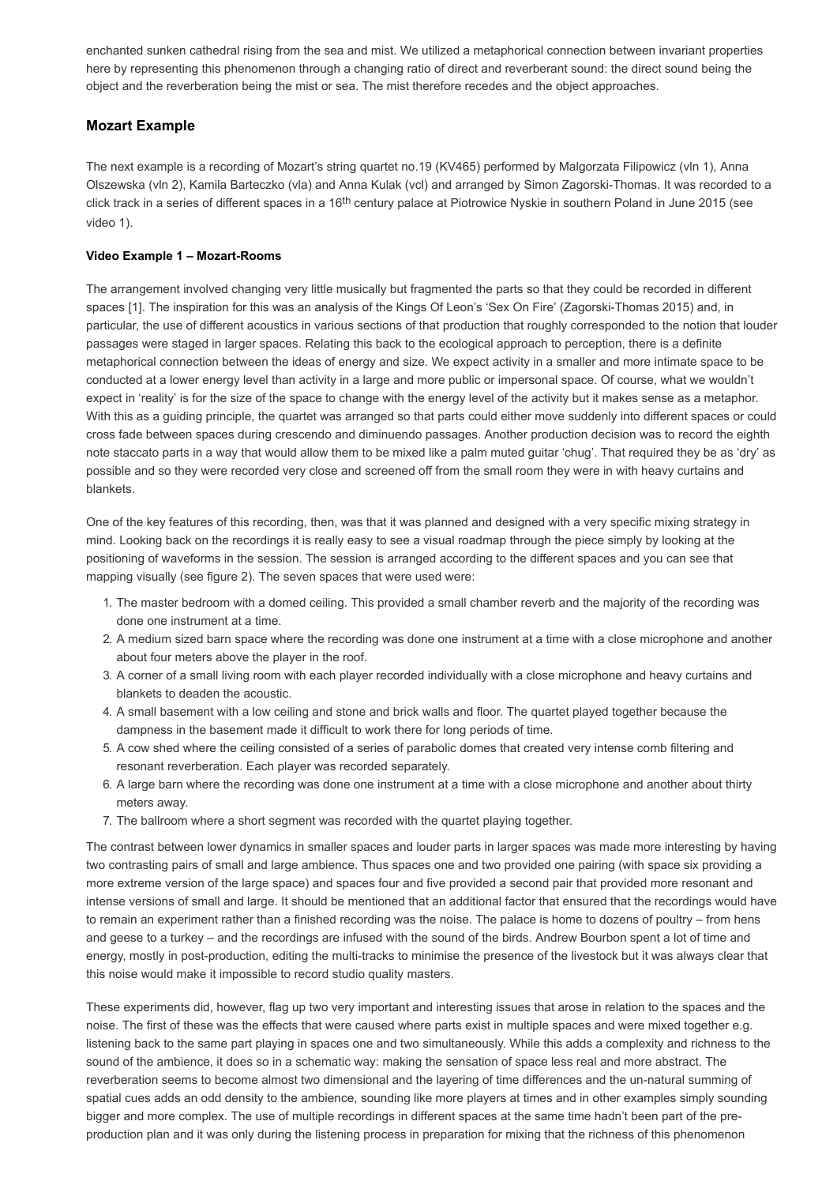enchanted sunken cathedral rising from the sea and mist. We utilized a metaphorical connection between invariant properties here by representing this phenomenon through a changing ratio of direct and reverberant sound: the direct sound being the object and the reverberation being the mist or sea. The mist therefore recedes and the object approaches.

## Mozart Example

The next example is a recording of Mozart's string quartet no.19 (KV465) performed by Malgorzata Filipowicz (vln 1), Anna Olszewska (vln 2), Kamila Barteczko (vla) and Anna Kulak (vcl) and arranged by Simon Zagorski-Thomas. It was recorded to a click track in a series of different spaces in a 16th century palace at Piotrowice Nyskie in southern Poland in June 2015 (see video 1).

**Video Example 1 – Mozart-Rooms**

The arrangement involved changing very little musically but fragmented the parts so that they could be recorded in different spaces [1]. The inspiration for this was an analysis of the Kings Of Leon's 'Sex On Fire' (Zagorski-Thomas 2015) and, in particular, the use of different acoustics in various sections of that production that roughly corresponded to the notion that louder passages were staged in larger spaces. Relating this back to the ecological approach to perception, there is a definite metaphorical connection between the ideas of energy and size. We expect activity in a smaller and more intimate space to be conducted at a lower energy level than activity in a large and more public or impersonal space. Of course, what we wouldn't expect in 'reality' is for the size of the space to change with the energy level of the activity but it makes sense as a metaphor. With this as a guiding principle, the quartet was arranged so that parts could either move suddenly into different spaces or could cross fade between spaces during crescendo and diminuendo passages. Another production decision was to record the eighth note staccato parts in a way that would allow them to be mixed like a palm muted guitar 'chug'. That required they be as 'dry' as possible and so they were recorded very close and screened off from the small room they were in with heavy curtains and blankets.

One of the key features of this recording, then, was that it was planned and designed with a very specific mixing strategy in mind. Looking back on the recordings it is really easy to see a visual roadmap through the piece simply by looking at the positioning of waveforms in the session. The session is arranged according to the different spaces and you can see that mapping visually (see figure 2). The seven spaces that were used were:

1. The master bedroom with a domed ceiling. This provided a small chamber reverb and the majority of the recording was done one instrument at a time.
2. A medium sized barn space where the recording was done one instrument at a time with a close microphone and another about four meters above the player in the roof.
3. A corner of a small living room with each player recorded individually with a close microphone and heavy curtains and blankets to deaden the acoustic.
4. A small basement with a low ceiling and stone and brick walls and floor. The quartet played together because the dampness in the basement made it difficult to work there for long periods of time.
5. A cow shed where the ceiling consisted of a series of parabolic domes that created very intense comb filtering and resonant reverberation. Each player was recorded separately.
6. A large barn where the recording was done one instrument at a time with a close microphone and another about thirty meters away.
7. The ballroom where a short segment was recorded with the quartet playing together.

The contrast between lower dynamics in smaller spaces and louder parts in larger spaces was made more interesting by having two contrasting pairs of small and large ambience. Thus spaces one and two provided one pairing (with space six providing a more extreme version of the large space) and spaces four and five provided a second pair that provided more resonant and intense versions of small and large. It should be mentioned that an additional factor that ensured that the recordings would have to remain an experiment rather than a finished recording was the noise. The palace is home to dozens of poultry – from hens and geese to a turkey – and the recordings are infused with the sound of the birds. Andrew Bourbon spent a lot of time and energy, mostly in post-production, editing the multi-tracks to minimise the presence of the livestock but it was always clear that this noise would make it impossible to record studio quality masters.

These experiments did, however, flag up two very important and interesting issues that arose in relation to the spaces and the noise. The first of these was the effects that were caused where parts exist in multiple spaces and were mixed together e.g. listening back to the same part playing in spaces one and two simultaneously. While this adds a complexity and richness to the sound of the ambience, it does so in a schematic way: making the sensation of space less real and more abstract. The reverberation seems to become almost two dimensional and the layering of time differences and the un-natural summing of spatial cues adds an odd density to the ambience, sounding like more players at times and in other examples simply sounding bigger and more complex. The use of multiple recordings in different spaces at the same time hadn't been part of the pre-production plan and it was only during the listening process in preparation for mixing that the richness of this phenomenon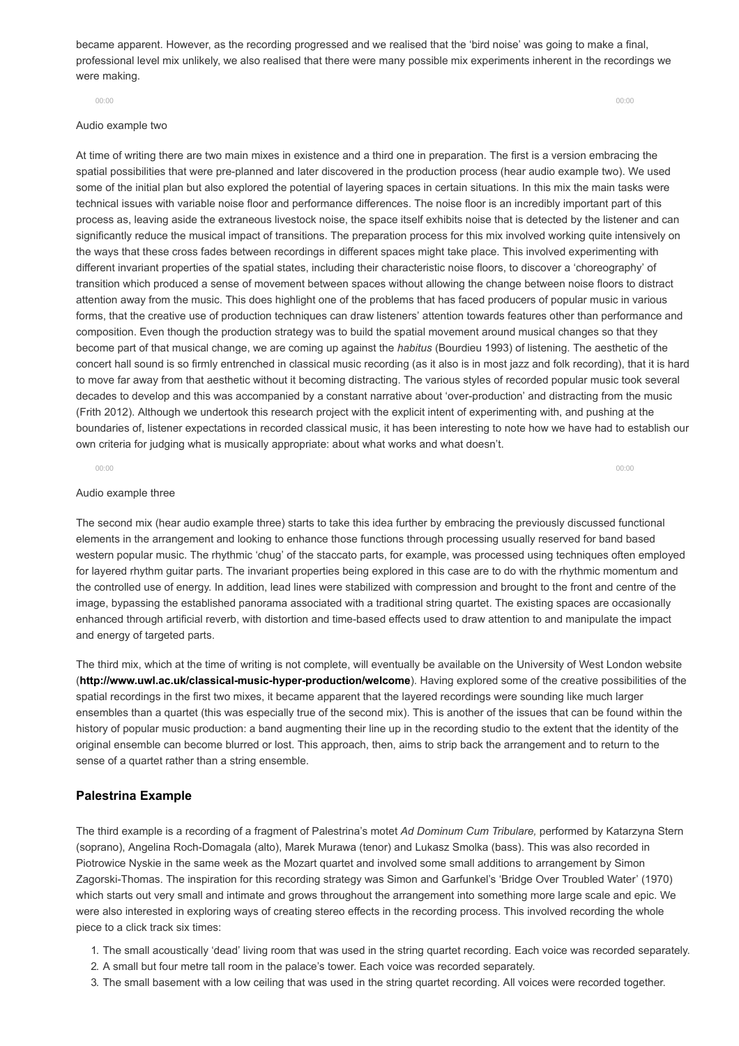became apparent. However, as the recording progressed and we realised that the 'bird noise' was going to make a final, professional level mix unlikely, we also realised that there were many possible mix experiments inherent in the recordings we were making.

00:00 00:00

Audio example two

At time of writing there are two main mixes in existence and a third one in preparation. The first is a version embracing the spatial possibilities that were pre-planned and later discovered in the production process (hear audio example two). We used some of the initial plan but also explored the potential of layering spaces in certain situations. In this mix the main tasks were technical issues with variable noise floor and performance differences. The noise floor is an incredibly important part of this process as, leaving aside the extraneous livestock noise, the space itself exhibits noise that is detected by the listener and can significantly reduce the musical impact of transitions. The preparation process for this mix involved working quite intensively on the ways that these cross fades between recordings in different spaces might take place. This involved experimenting with different invariant properties of the spatial states, including their characteristic noise floors, to discover a 'choreography' of transition which produced a sense of movement between spaces without allowing the change between noise floors to distract attention away from the music. This does highlight one of the problems that has faced producers of popular music in various forms, that the creative use of production techniques can draw listeners' attention towards features other than performance and composition. Even though the production strategy was to build the spatial movement around musical changes so that they become part of that musical change, we are coming up against the *habitus* (Bourdieu 1993) of listening. The aesthetic of the concert hall sound is so firmly entrenched in classical music recording (as it also is in most jazz and folk recording), that it is hard to move far away from that aesthetic without it becoming distracting. The various styles of recorded popular music took several decades to develop and this was accompanied by a constant narrative about 'over-production' and distracting from the music (Frith 2012). Although we undertook this research project with the explicit intent of experimenting with, and pushing at the boundaries of, listener expectations in recorded classical music, it has been interesting to note how we have had to establish our own criteria for judging what is musically appropriate: about what works and what doesn't.

00:00 00:00

Audio example three

The second mix (hear audio example three) starts to take this idea further by embracing the previously discussed functional elements in the arrangement and looking to enhance those functions through processing usually reserved for band based western popular music. The rhythmic 'chug' of the staccato parts, for example, was processed using techniques often employed for layered rhythm guitar parts. The invariant properties being explored in this case are to do with the rhythmic momentum and the controlled use of energy. In addition, lead lines were stabilized with compression and brought to the front and centre of the image, bypassing the established panorama associated with a traditional string quartet. The existing spaces are occasionally enhanced through artificial reverb, with distortion and time-based effects used to draw attention to and manipulate the impact and energy of targeted parts.

The third mix, which at the time of writing is not complete, will eventually be available on the University of West London website (**http://www.uwl.ac.uk/classical-music-hyper-production/welcome**). Having explored some of the creative possibilities of the spatial recordings in the first two mixes, it became apparent that the layered recordings were sounding like much larger ensembles than a quartet (this was especially true of the second mix). This is another of the issues that can be found within the history of popular music production: a band augmenting their line up in the recording studio to the extent that the identity of the original ensemble can become blurred or lost. This approach, then, aims to strip back the arrangement and to return to the sense of a quartet rather than a string ensemble.

### Palestrina Example

The third example is a recording of a fragment of Palestrina's motet *Ad Dominum Cum Tribulare,* performed by Katarzyna Stern (soprano), Angelina Roch-Domagala (alto), Marek Murawa (tenor) and Lukasz Smolka (bass). This was also recorded in Piotrowice Nyskie in the same week as the Mozart quartet and involved some small additions to arrangement by Simon Zagorski-Thomas. The inspiration for this recording strategy was Simon and Garfunkel's 'Bridge Over Troubled Water' (1970) which starts out very small and intimate and grows throughout the arrangement into something more large scale and epic. We were also interested in exploring ways of creating stereo effects in the recording process. This involved recording the whole piece to a click track six times:

1. The small acoustically 'dead' living room that was used in the string quartet recording. Each voice was recorded separately.
2. A small but four metre tall room in the palace's tower. Each voice was recorded separately.
3. The small basement with a low ceiling that was used in the string quartet recording. All voices were recorded together.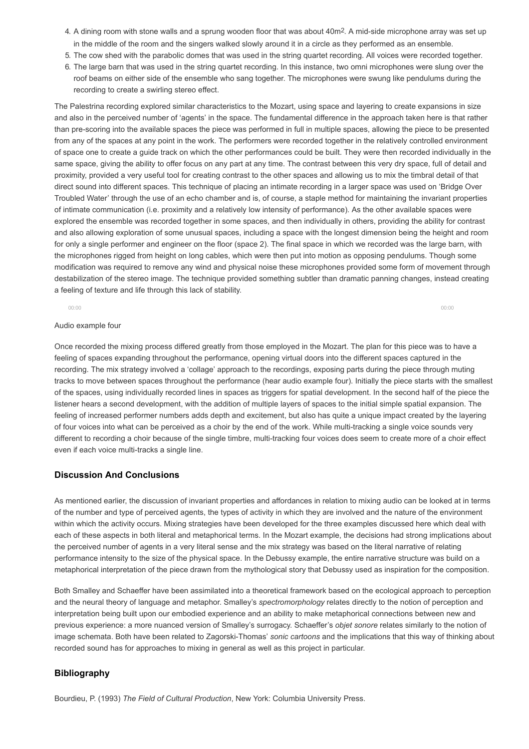4. A dining room with stone walls and a sprung wooden floor that was about 40m². A mid-side microphone array was set up in the middle of the room and the singers walked slowly around it in a circle as they performed as an ensemble.
5. The cow shed with the parabolic domes that was used in the string quartet recording. All voices were recorded together.
6. The large barn that was used in the string quartet recording. In this instance, two omni microphones were slung over the roof beams on either side of the ensemble who sang together. The microphones were swung like pendulums during the recording to create a swirling stereo effect.

The Palestrina recording explored similar characteristics to the Mozart, using space and layering to create expansions in size and also in the perceived number of 'agents' in the space. The fundamental difference in the approach taken here is that rather than pre-scoring into the available spaces the piece was performed in full in multiple spaces, allowing the piece to be presented from any of the spaces at any point in the work. The performers were recorded together in the relatively controlled environment of space one to create a guide track on which the other performances could be built. They were then recorded individually in the same space, giving the ability to offer focus on any part at any time. The contrast between this very dry space, full of detail and proximity, provided a very useful tool for creating contrast to the other spaces and allowing us to mix the timbral detail of that direct sound into different spaces. This technique of placing an intimate recording in a larger space was used on 'Bridge Over Troubled Water' through the use of an echo chamber and is, of course, a staple method for maintaining the invariant properties of intimate communication (i.e. proximity and a relatively low intensity of performance). As the other available spaces were explored the ensemble was recorded together in some spaces, and then individually in others, providing the ability for contrast and also allowing exploration of some unusual spaces, including a space with the longest dimension being the height and room for only a single performer and engineer on the floor (space 2). The final space in which we recorded was the large barn, with the microphones rigged from height on long cables, which were then put into motion as opposing pendulums. Though some modification was required to remove any wind and physical noise these microphones provided some form of movement through destabilization of the stereo image. The technique provided something subtler than dramatic panning changes, instead creating a feeling of texture and life through this lack of stability.

Audio example four

Once recorded the mixing process differed greatly from those employed in the Mozart. The plan for this piece was to have a feeling of spaces expanding throughout the performance, opening virtual doors into the different spaces captured in the recording. The mix strategy involved a 'collage' approach to the recordings, exposing parts during the piece through muting tracks to move between spaces throughout the performance (hear audio example four). Initially the piece starts with the smallest of the spaces, using individually recorded lines in spaces as triggers for spatial development. In the second half of the piece the listener hears a second development, with the addition of multiple layers of spaces to the initial simple spatial expansion. The feeling of increased performer numbers adds depth and excitement, but also has quite a unique impact created by the layering of four voices into what can be perceived as a choir by the end of the work. While multi-tracking a single voice sounds very different to recording a choir because of the single timbre, multi-tracking four voices does seem to create more of a choir effect even if each voice multi-tracks a single line.

## Discussion And Conclusions

As mentioned earlier, the discussion of invariant properties and affordances in relation to mixing audio can be looked at in terms of the number and type of perceived agents, the types of activity in which they are involved and the nature of the environment within which the activity occurs. Mixing strategies have been developed for the three examples discussed here which deal with each of these aspects in both literal and metaphorical terms. In the Mozart example, the decisions had strong implications about the perceived number of agents in a very literal sense and the mix strategy was based on the literal narrative of relating performance intensity to the size of the physical space. In the Debussy example, the entire narrative structure was build on a metaphorical interpretation of the piece drawn from the mythological story that Debussy used as inspiration for the composition.

Both Smalley and Schaeffer have been assimilated into a theoretical framework based on the ecological approach to perception and the neural theory of language and metaphor. Smalley's *spectromorphology* relates directly to the notion of perception and interpretation being built upon our embodied experience and an ability to make metaphorical connections between new and previous experience: a more nuanced version of Smalley's surrogacy. Schaeffer's *objet sonore* relates similarly to the notion of image schemata. Both have been related to Zagorski-Thomas' *sonic cartoons* and the implications that this way of thinking about recorded sound has for approaches to mixing in general as well as this project in particular.

## Bibliography

Bourdieu, P. (1993) *The Field of Cultural Production*, New York: Columbia University Press.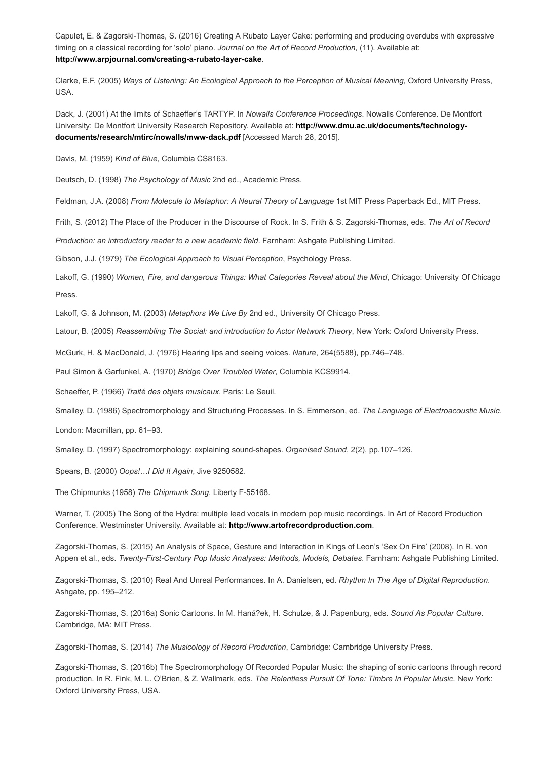Capulet, E. & Zagorski-Thomas, S. (2016) Creating A Rubato Layer Cake: performing and producing overdubs with expressive timing on a classical recording for 'solo' piano. *Journal on the Art of Record Production*, (11). Available at: **http://www.arpjournal.com/creating-a-rubato-layer-cake**.

Clarke, E.F. (2005) *Ways of Listening: An Ecological Approach to the Perception of Musical Meaning*, Oxford University Press, USA.

Dack, J. (2001) At the limits of Schaeffer's TARTYP. In *Nowalls Conference Proceedings*. Nowalls Conference. De Montfort University: De Montfort University Research Repository. Available at: **http://www.dmu.ac.uk/documents/technology-documents/research/mtirc/nowalls/mww-dack.pdf** [Accessed March 28, 2015].

Davis, M. (1959) *Kind of Blue*, Columbia CS8163.

Deutsch, D. (1998) *The Psychology of Music* 2nd ed., Academic Press.

Feldman, J.A. (2008) *From Molecule to Metaphor: A Neural Theory of Language* 1st MIT Press Paperback Ed., MIT Press.

Frith, S. (2012) The Place of the Producer in the Discourse of Rock. In S. Frith & S. Zagorski-Thomas, eds. *The Art of Record Production: an introductory reader to a new academic field*. Farnham: Ashgate Publishing Limited.

Gibson, J.J. (1979) *The Ecological Approach to Visual Perception*, Psychology Press.

Lakoff, G. (1990) *Women, Fire, and dangerous Things: What Categories Reveal about the Mind*, Chicago: University Of Chicago Press.

Lakoff, G. & Johnson, M. (2003) *Metaphors We Live By* 2nd ed., University Of Chicago Press.

Latour, B. (2005) *Reassembling The Social: and introduction to Actor Network Theory*, New York: Oxford University Press.

McGurk, H. & MacDonald, J. (1976) Hearing lips and seeing voices. *Nature*, 264(5588), pp.746–748.

Paul Simon & Garfunkel, A. (1970) *Bridge Over Troubled Water*, Columbia KCS9914.

Schaeffer, P. (1966) *Traité des objets musicaux*, Paris: Le Seuil.

Smalley, D. (1986) Spectromorphology and Structuring Processes. In S. Emmerson, ed. *The Language of Electroacoustic Music*. London: Macmillan, pp. 61–93.

Smalley, D. (1997) Spectromorphology: explaining sound-shapes. *Organised Sound*, 2(2), pp.107–126.

Spears, B. (2000) *Oops!…I Did It Again*, Jive 9250582.

The Chipmunks (1958) *The Chipmunk Song*, Liberty F-55168.

Warner, T. (2005) The Song of the Hydra: multiple lead vocals in modern pop music recordings. In Art of Record Production Conference. Westminster University. Available at: **http://www.artofrecordproduction.com**.

Zagorski-Thomas, S. (2015) An Analysis of Space, Gesture and Interaction in Kings of Leon's 'Sex On Fire' (2008). In R. von Appen et al., eds. *Twenty-First-Century Pop Music Analyses: Methods, Models, Debates*. Farnham: Ashgate Publishing Limited.

Zagorski-Thomas, S. (2010) Real And Unreal Performances. In A. Danielsen, ed. *Rhythm In The Age of Digital Reproduction*. Ashgate, pp. 195–212.

Zagorski-Thomas, S. (2016a) Sonic Cartoons. In M. Laná?ek, H. Schulze, & J. Papenburg, eds. *Sound As Popular Culture*. Cambridge, MA: MIT Press.

Zagorski-Thomas, S. (2014) *The Musicology of Record Production*, Cambridge: Cambridge University Press.

Zagorski-Thomas, S. (2016b) The Spectromorphology Of Recorded Popular Music: the shaping of sonic cartoons through record production. In R. Fink, M. L. O'Brien, & Z. Wallmark, eds. *The Relentless Pursuit Of Tone: Timbre In Popular Music*. New York: Oxford University Press, USA.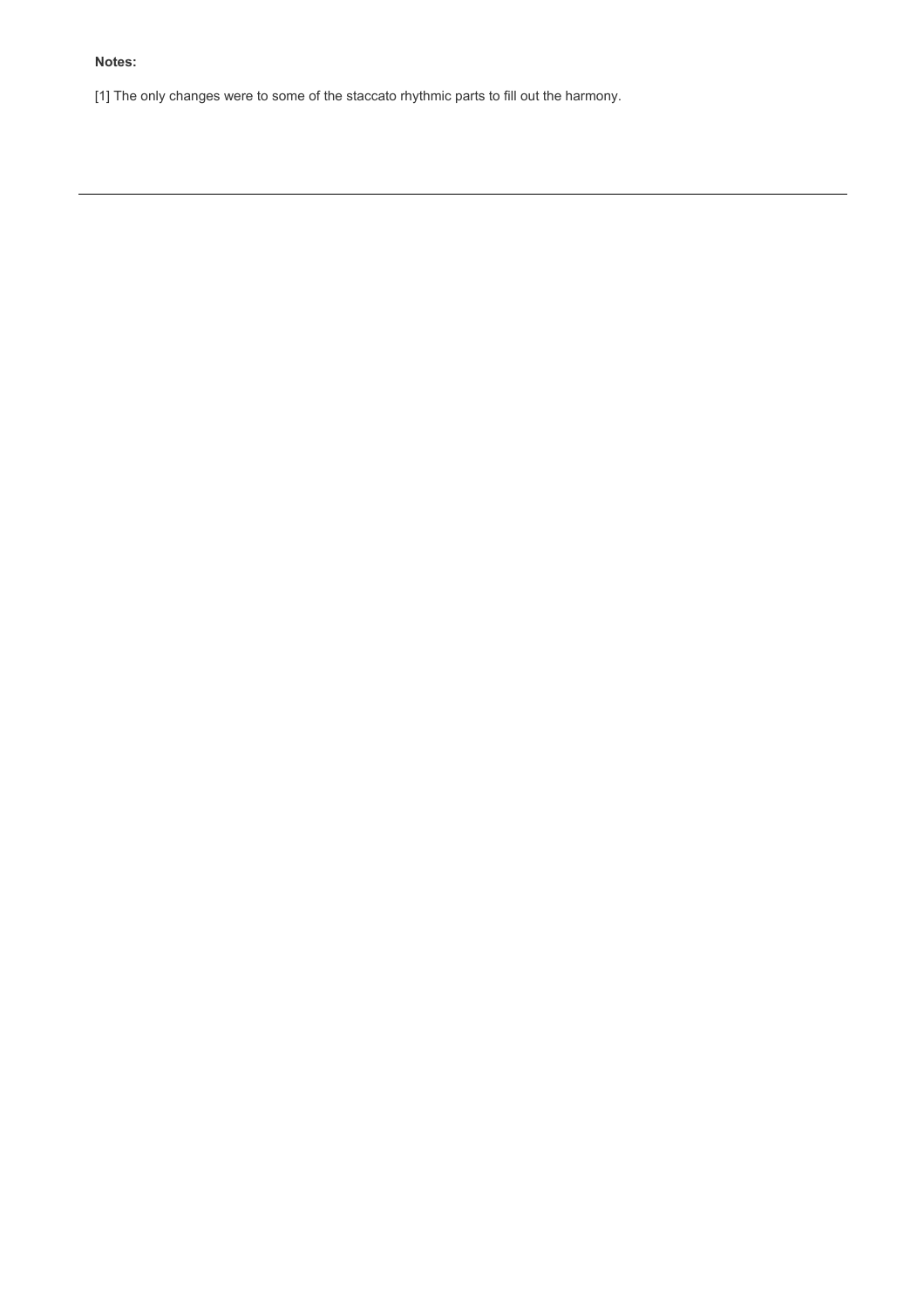**Notes:**

[1] The only changes were to some of the staccato rhythmic parts to fill out the harmony.

---